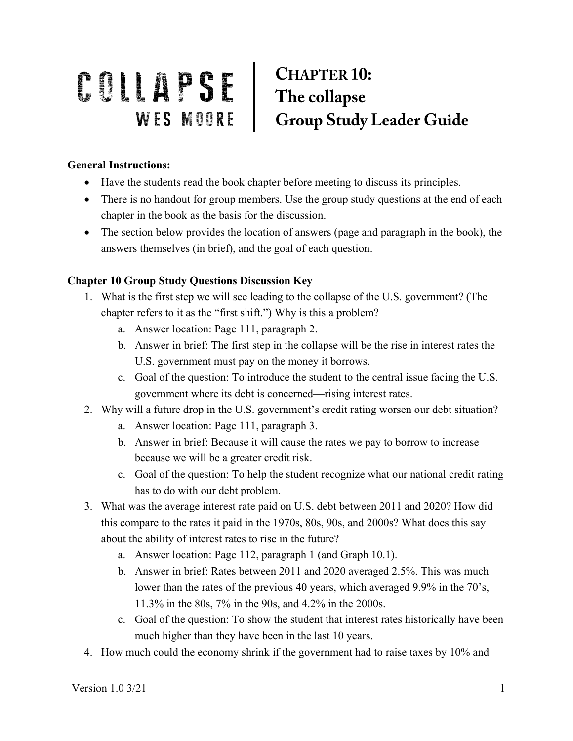# COLLAPSE

WES MOORE

# CHAPTER 10: The collapse Group Study Leader Guide

**General Instructions:**

- Have the students read the book chapter before meeting to discuss its principles.
- There is no handout for group members. Use the group study questions at the end of each chapter in the book as the basis for the discussion.
- The section below provides the location of answers (page and paragraph in the book), the answers themselves (in brief), and the goal of each question.

**Chapter 10 Group Study Questions Discussion Key**

1. What is the first step we will see leading to the collapse of the U.S. government? (The chapter refers to it as the "first shift.") Why is this a problem?
   a. Answer location: Page 111, paragraph 2.
   b. Answer in brief: The first step in the collapse will be the rise in interest rates the U.S. government must pay on the money it borrows.
   c. Goal of the question: To introduce the student to the central issue facing the U.S. government where its debt is concerned—rising interest rates.
2. Why will a future drop in the U.S. government's credit rating worsen our debt situation?
   a. Answer location: Page 111, paragraph 3.
   b. Answer in brief: Because it will cause the rates we pay to borrow to increase because we will be a greater credit risk.
   c. Goal of the question: To help the student recognize what our national credit rating has to do with our debt problem.
3. What was the average interest rate paid on U.S. debt between 2011 and 2020? How did this compare to the rates it paid in the 1970s, 80s, 90s, and 2000s? What does this say about the ability of interest rates to rise in the future?
   a. Answer location: Page 112, paragraph 1 (and Graph 10.1).
   b. Answer in brief: Rates between 2011 and 2020 averaged 2.5%. This was much lower than the rates of the previous 40 years, which averaged 9.9% in the 70's, 11.3% in the 80s, 7% in the 90s, and 4.2% in the 2000s.
   c. Goal of the question: To show the student that interest rates historically have been much higher than they have been in the last 10 years.
4. How much could the economy shrink if the government had to raise taxes by 10% and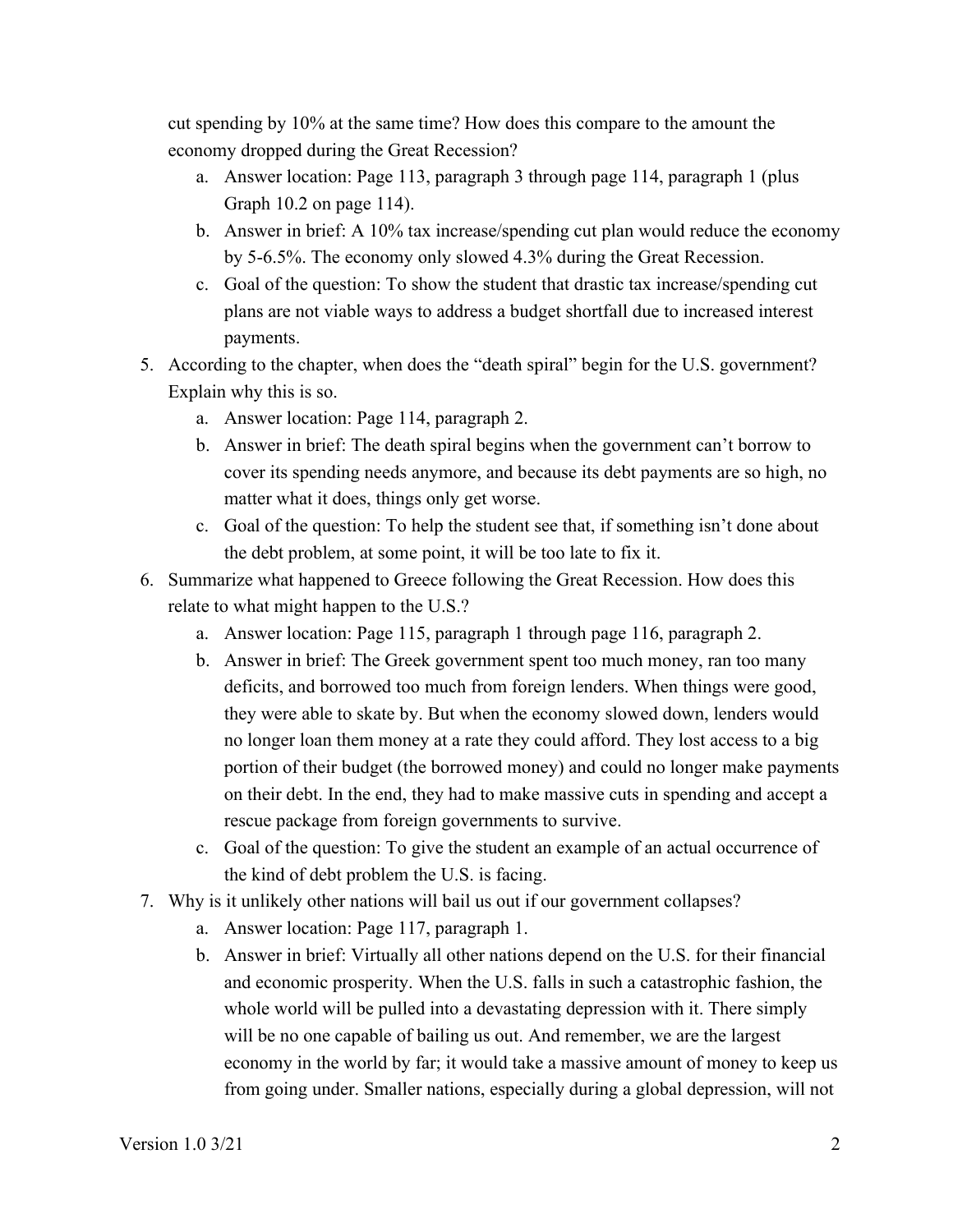cut spending by 10% at the same time? How does this compare to the amount the economy dropped during the Great Recession?

   a. Answer location: Page 113, paragraph 3 through page 114, paragraph 1 (plus Graph 10.2 on page 114).
   b. Answer in brief: A 10% tax increase/spending cut plan would reduce the economy by 5-6.5%. The economy only slowed 4.3% during the Great Recession.
   c. Goal of the question: To show the student that drastic tax increase/spending cut plans are not viable ways to address a budget shortfall due to increased interest payments.

5. According to the chapter, when does the "death spiral" begin for the U.S. government? Explain why this is so.
   a. Answer location: Page 114, paragraph 2.
   b. Answer in brief: The death spiral begins when the government can't borrow to cover its spending needs anymore, and because its debt payments are so high, no matter what it does, things only get worse.
   c. Goal of the question: To help the student see that, if something isn't done about the debt problem, at some point, it will be too late to fix it.
6. Summarize what happened to Greece following the Great Recession. How does this relate to what might happen to the U.S.?
   a. Answer location: Page 115, paragraph 1 through page 116, paragraph 2.
   b. Answer in brief: The Greek government spent too much money, ran too many deficits, and borrowed too much from foreign lenders. When things were good, they were able to skate by. But when the economy slowed down, lenders would no longer loan them money at a rate they could afford. They lost access to a big portion of their budget (the borrowed money) and could no longer make payments on their debt. In the end, they had to make massive cuts in spending and accept a rescue package from foreign governments to survive.
   c. Goal of the question: To give the student an example of an actual occurrence of the kind of debt problem the U.S. is facing.
7. Why is it unlikely other nations will bail us out if our government collapses?
   a. Answer location: Page 117, paragraph 1.
   b. Answer in brief: Virtually all other nations depend on the U.S. for their financial and economic prosperity. When the U.S. falls in such a catastrophic fashion, the whole world will be pulled into a devastating depression with it. There simply will be no one capable of bailing us out. And remember, we are the largest economy in the world by far; it would take a massive amount of money to keep us from going under. Smaller nations, especially during a global depression, will not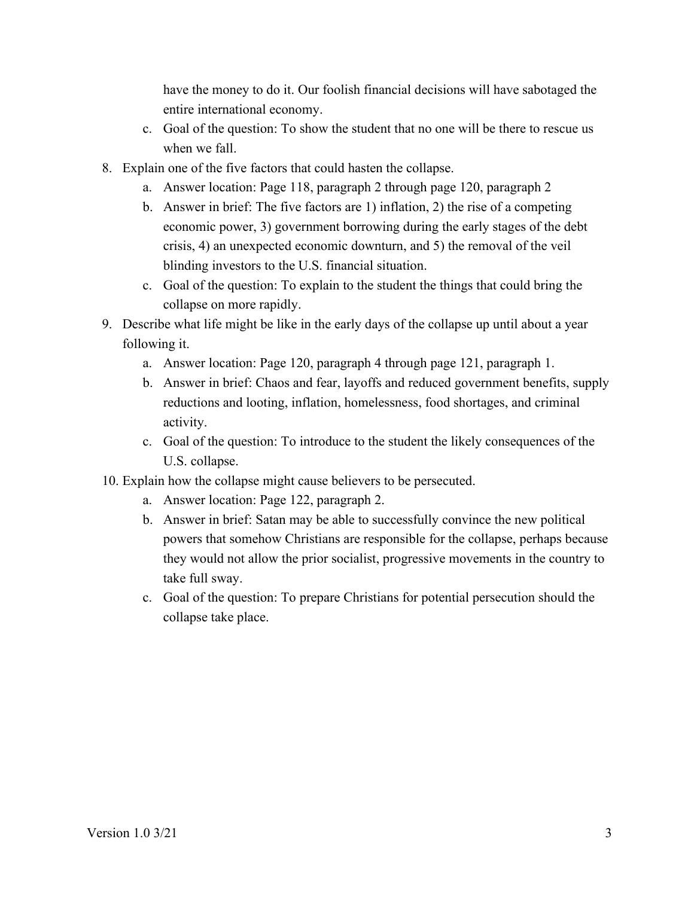have the money to do it. Our foolish financial decisions will have sabotaged the entire international economy.

   c. Goal of the question: To show the student that no one will be there to rescue us when we fall.

8. Explain one of the five factors that could hasten the collapse.
   a. Answer location: Page 118, paragraph 2 through page 120, paragraph 2
   b. Answer in brief: The five factors are 1) inflation, 2) the rise of a competing economic power, 3) government borrowing during the early stages of the debt crisis, 4) an unexpected economic downturn, and 5) the removal of the veil blinding investors to the U.S. financial situation.
   c. Goal of the question: To explain to the student the things that could bring the collapse on more rapidly.
9. Describe what life might be like in the early days of the collapse up until about a year following it.
   a. Answer location: Page 120, paragraph 4 through page 121, paragraph 1.
   b. Answer in brief: Chaos and fear, layoffs and reduced government benefits, supply reductions and looting, inflation, homelessness, food shortages, and criminal activity.
   c. Goal of the question: To introduce to the student the likely consequences of the U.S. collapse.
10. Explain how the collapse might cause believers to be persecuted.
    a. Answer location: Page 122, paragraph 2.
    b. Answer in brief: Satan may be able to successfully convince the new political powers that somehow Christians are responsible for the collapse, perhaps because they would not allow the prior socialist, progressive movements in the country to take full sway.
    c. Goal of the question: To prepare Christians for potential persecution should the collapse take place.